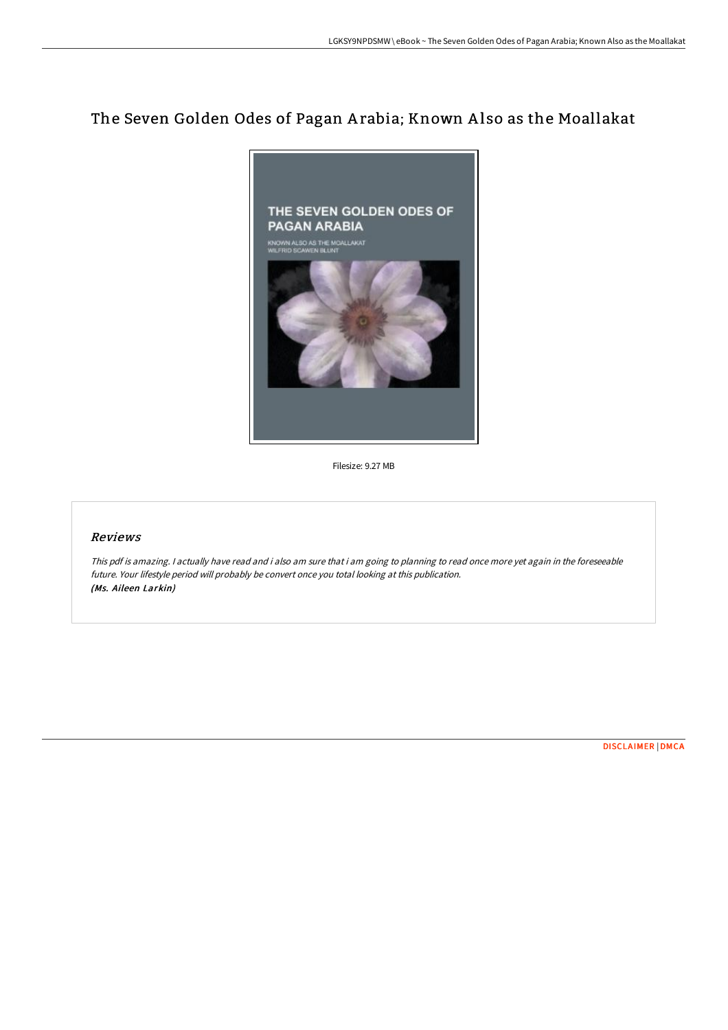# The Seven Golden Odes of Pagan Arabia; Known Also as the Moallakat

Filesize: 9.27 MB

## Reviews

*This pdf is amazing. I actually have read and i also am sure that i am going to planning to read once more yet again in the foreseeable future. Your lifestyle period will probably be convert once you total looking at this publication.*
***(Ms. Aileen Larkin)***

DISCLAIMER | DMCA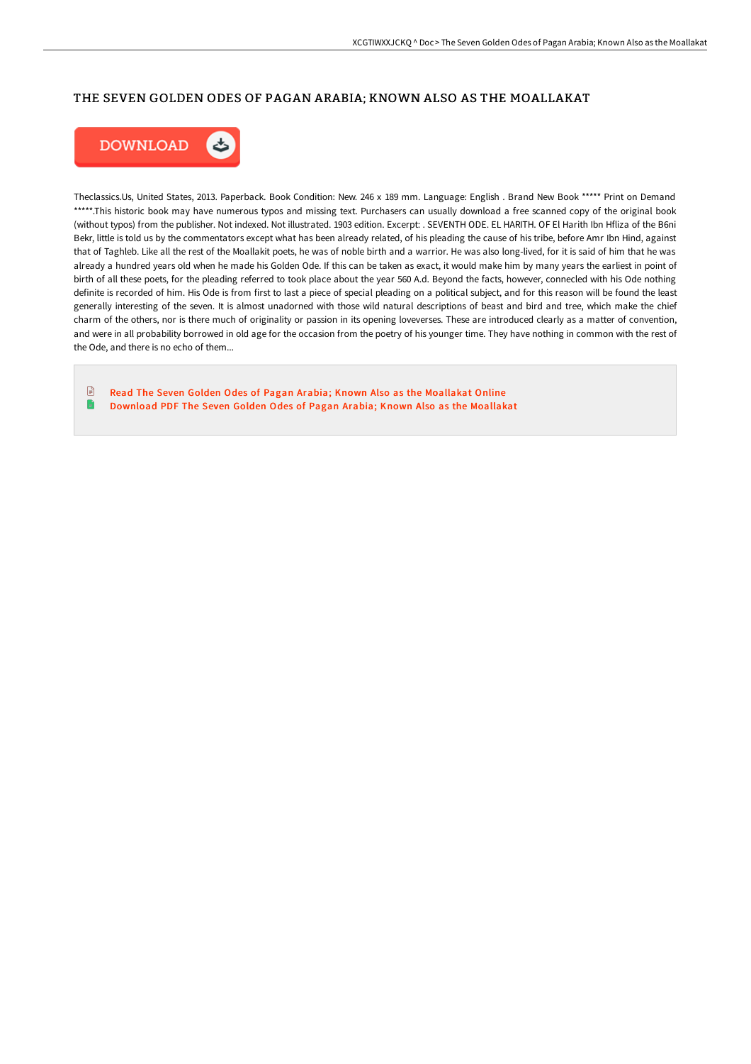# THE SEVEN GOLDEN ODES OF PAGAN ARABIA; KNOWN ALSO AS THE MOALLAKAT

DOWNLOAD

Theclassics.Us, United States, 2013. Paperback. Book Condition: New. 246 x 189 mm. Language: English . Brand New Book ***** Print on Demand *****.This historic book may have numerous typos and missing text. Purchasers can usually download a free scanned copy of the original book (without typos) from the publisher. Not indexed. Not illustrated. 1903 edition. Excerpt: . SEVENTH ODE. EL HARITH. OF El Harith Ibn Hfliza of the B6ni Bekr, little is told us by the commentators except what has been already related, of his pleading the cause of his tribe, before Amr Ibn Hind, against that of Taghleb. Like all the rest of the Moallakit poets, he was of noble birth and a warrior. He was also long-lived, for it is said of him that he was already a hundred years old when he made his Golden Ode. If this can be taken as exact, it would make him by many years the earliest in point of birth of all these poets, for the pleading referred to took place about the year 560 A.d. Beyond the facts, however, connecled with his Ode nothing definite is recorded of him. His Ode is from first to last a piece of special pleading on a political subject, and for this reason will be found the least generally interesting of the seven. It is almost unadorned with those wild natural descriptions of beast and bird and tree, which make the chief charm of the others, nor is there much of originality or passion in its opening loveverses. These are introduced clearly as a matter of convention, and were in all probability borrowed in old age for the occasion from the poetry of his younger time. They have nothing in common with the rest of the Ode, and there is no echo of them...

- Read The Seven Golden Odes of Pagan Arabia; Known Also as the Moallakat Online
- Download PDF The Seven Golden Odes of Pagan Arabia; Known Also as the Moallakat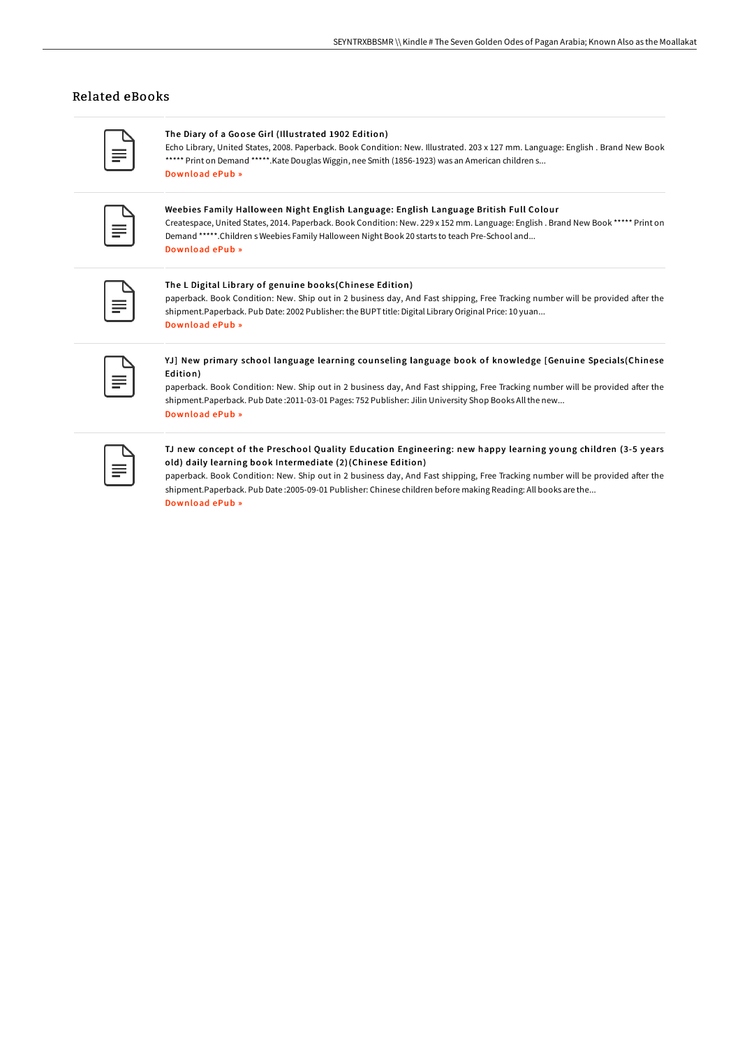## Related eBooks

### The Diary of a Goose Girl (Illustrated 1902 Edition)

Echo Library, United States, 2008. Paperback. Book Condition: New. Illustrated. 203 x 127 mm. Language: English . Brand New Book ***** Print on Demand *****.Kate Douglas Wiggin, nee Smith (1856-1923) was an American children s...

Download ePub »

### Weebies Family Halloween Night English Language: English Language British Full Colour

Createspace, United States, 2014. Paperback. Book Condition: New. 229 x 152 mm. Language: English . Brand New Book ***** Print on Demand *****.Children s Weebies Family Halloween Night Book 20 starts to teach Pre-School and...

Download ePub »

### The L Digital Library of genuine books(Chinese Edition)

paperback. Book Condition: New. Ship out in 2 business day, And Fast shipping, Free Tracking number will be provided after the shipment.Paperback. Pub Date: 2002 Publisher: the BUPT title: Digital Library Original Price: 10 yuan...

Download ePub »

### YJ] New primary school language learning counseling language book of knowledge [Genuine Specials(Chinese Edition)

paperback. Book Condition: New. Ship out in 2 business day, And Fast shipping, Free Tracking number will be provided after the shipment.Paperback. Pub Date :2011-03-01 Pages: 752 Publisher: Jilin University Shop Books All the new...

Download ePub »

### TJ new concept of the Preschool Quality Education Engineering: new happy learning young children (3-5 years old) daily learning book Intermediate (2)(Chinese Edition)

paperback. Book Condition: New. Ship out in 2 business day, And Fast shipping, Free Tracking number will be provided after the shipment.Paperback. Pub Date :2005-09-01 Publisher: Chinese children before making Reading: All books are the...

Download ePub »